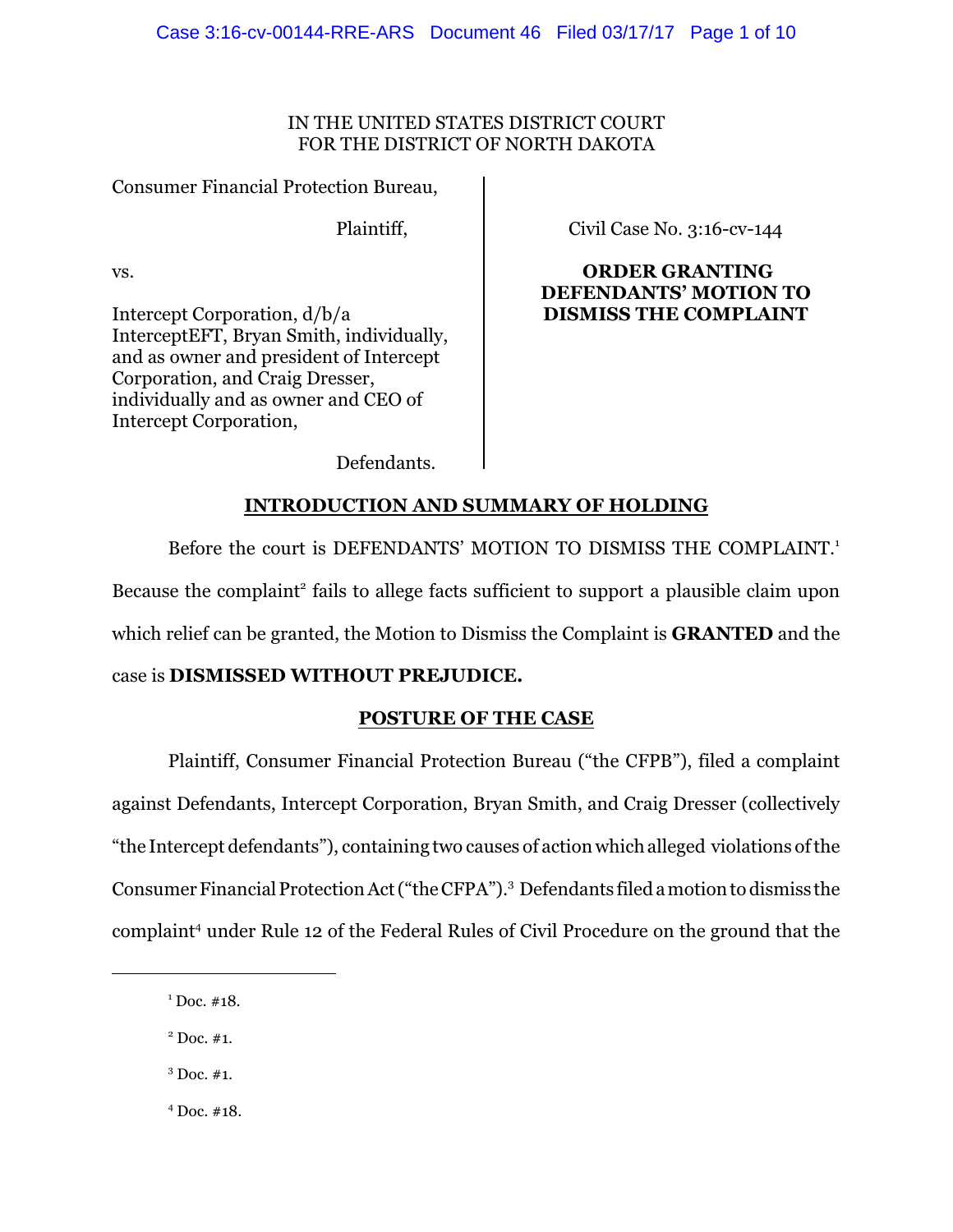IN THE UNITED STATES DISTRICT COURT
FOR THE DISTRICT OF NORTH DAKOTA

Consumer Financial Protection Bureau,

Plaintiff,

vs.

Intercept Corporation, d/b/a InterceptEFT, Bryan Smith, individually, and as owner and president of Intercept Corporation, and Craig Dresser, individually and as owner and CEO of Intercept Corporation,

Defendants.

Civil Case No. 3:16-cv-144

**ORDER GRANTING DEFENDANTS' MOTION TO DISMISS THE COMPLAINT**

## INTRODUCTION AND SUMMARY OF HOLDING

Before the court is DEFENDANTS' MOTION TO DISMISS THE COMPLAINT.[1] Because the complaint[2] fails to allege facts sufficient to support a plausible claim upon which relief can be granted, the Motion to Dismiss the Complaint is **GRANTED** and the case is **DISMISSED WITHOUT PREJUDICE.**

## POSTURE OF THE CASE

Plaintiff, Consumer Financial Protection Bureau ("the CFPB"), filed a complaint against Defendants, Intercept Corporation, Bryan Smith, and Craig Dresser (collectively "the Intercept defendants"), containing two causes of action which alleged violations of the Consumer Financial Protection Act ("the CFPA").[3] Defendants filed a motion to dismiss the complaint[4] under Rule 12 of the Federal Rules of Civil Procedure on the ground that the

---

[1] Doc. #18.

[2] Doc. #1.

[3] Doc. #1.

[4] Doc. #18.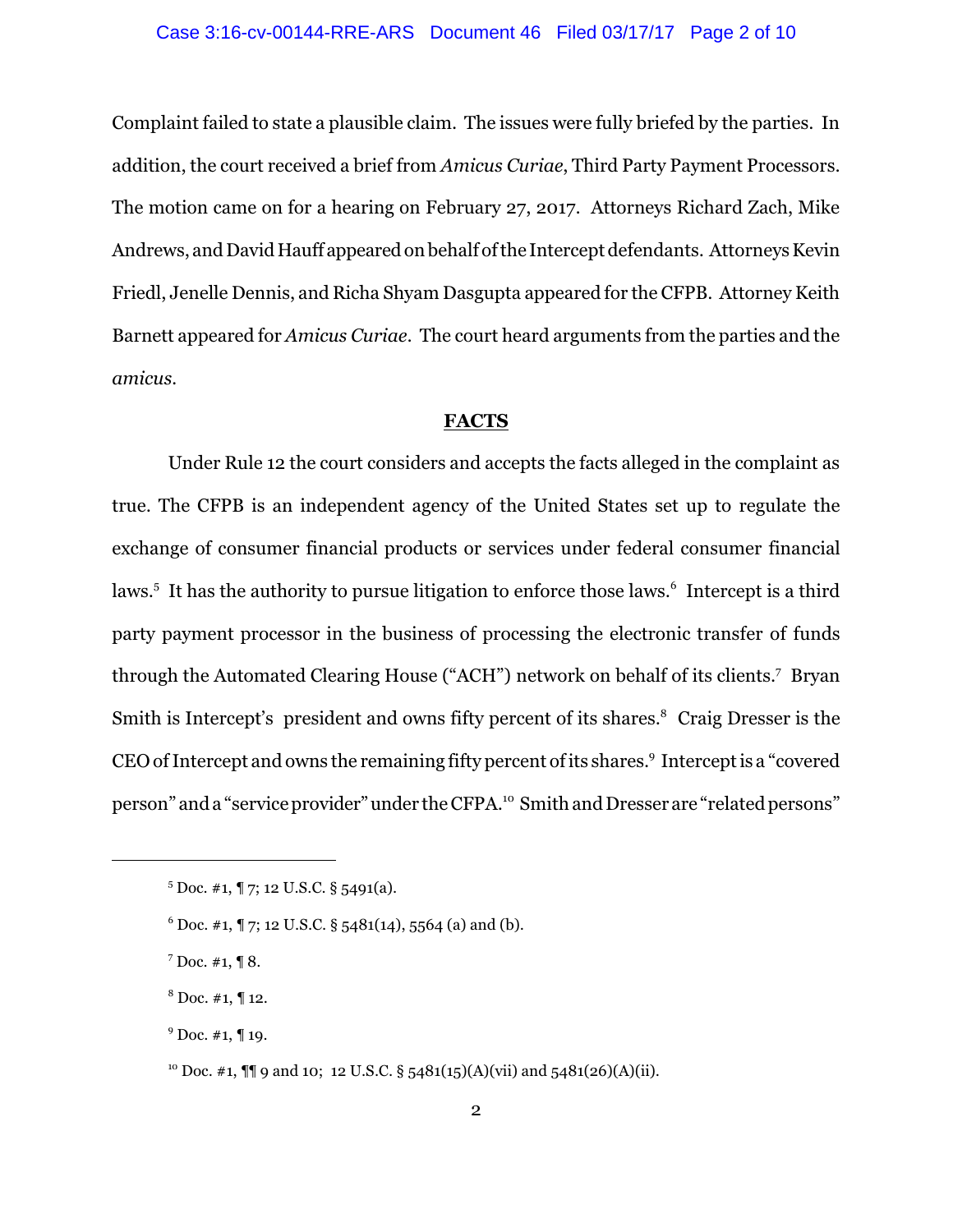Complaint failed to state a plausible claim. The issues were fully briefed by the parties. In addition, the court received a brief from *Amicus Curiae*, Third Party Payment Processors. The motion came on for a hearing on February 27, 2017. Attorneys Richard Zach, Mike Andrews, and David Hauff appeared on behalf of the Intercept defendants. Attorneys Kevin Friedl, Jenelle Dennis, and Richa Shyam Dasgupta appeared for the CFPB. Attorney Keith Barnett appeared for *Amicus Curiae*. The court heard arguments from the parties and the *amicus*.

## FACTS

Under Rule 12 the court considers and accepts the facts alleged in the complaint as true. The CFPB is an independent agency of the United States set up to regulate the exchange of consumer financial products or services under federal consumer financial laws.[5] It has the authority to pursue litigation to enforce those laws.[6] Intercept is a third party payment processor in the business of processing the electronic transfer of funds through the Automated Clearing House ("ACH") network on behalf of its clients.[7] Bryan Smith is Intercept's president and owns fifty percent of its shares.[8] Craig Dresser is the CEO of Intercept and owns the remaining fifty percent of its shares.[9] Intercept is a "covered person" and a "service provider" under the CFPA.[10] Smith and Dresser are "related persons"

---

[5] Doc. #1, ¶ 7; 12 U.S.C. § 5491(a).

[6] Doc. #1, ¶ 7; 12 U.S.C. § 5481(14), 5564 (a) and (b).

[7] Doc. #1, ¶ 8.

[8] Doc. #1, ¶ 12.

[9] Doc. #1, ¶ 19.

[10] Doc. #1, ¶¶ 9 and 10; 12 U.S.C. § 5481(15)(A)(vii) and 5481(26)(A)(ii).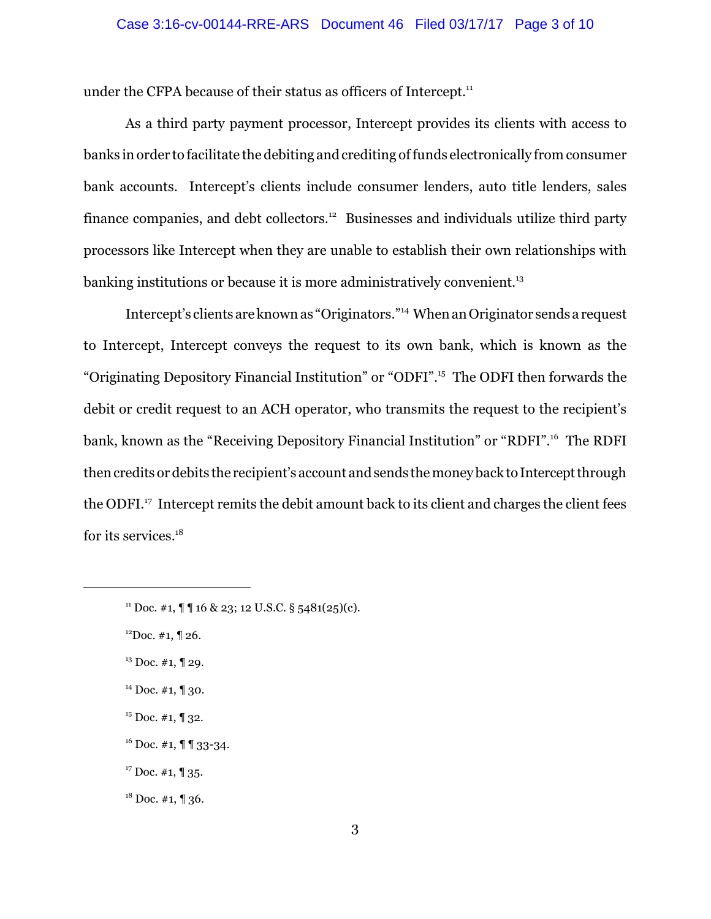under the CFPA because of their status as officers of Intercept.[11]

As a third party payment processor, Intercept provides its clients with access to banks in order to facilitate the debiting and crediting of funds electronically from consumer bank accounts. Intercept's clients include consumer lenders, auto title lenders, sales finance companies, and debt collectors.[12] Businesses and individuals utilize third party processors like Intercept when they are unable to establish their own relationships with banking institutions or because it is more administratively convenient.[13]

Intercept's clients are known as "Originators."[14] When an Originator sends a request to Intercept, Intercept conveys the request to its own bank, which is known as the "Originating Depository Financial Institution" or "ODFI".[15] The ODFI then forwards the debit or credit request to an ACH operator, who transmits the request to the recipient's bank, known as the "Receiving Depository Financial Institution" or "RDFI".[16] The RDFI then credits or debits the recipient's account and sends the money back to Intercept through the ODFI.[17] Intercept remits the debit amount back to its client and charges the client fees for its services.[18]

---

[11] Doc. #1, ¶ ¶ 16 & 23; 12 U.S.C. § 5481(25)(c).

[12] Doc. #1, ¶ 26.

[13] Doc. #1, ¶ 29.

[14] Doc. #1, ¶ 30.

[15] Doc. #1, ¶ 32.

[16] Doc. #1, ¶ ¶ 33-34.

[17] Doc. #1, ¶ 35.

[18] Doc. #1, ¶ 36.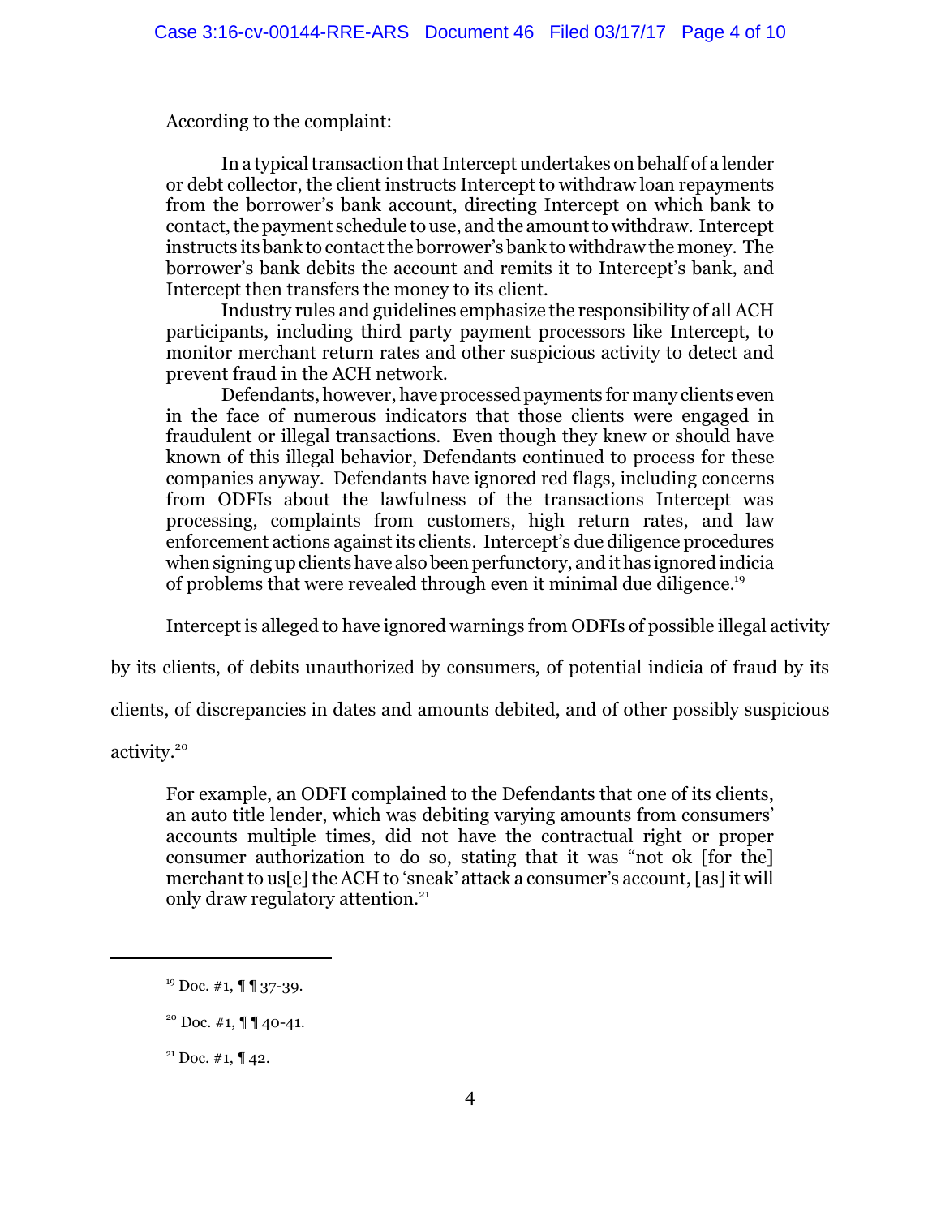According to the complaint:

> In a typical transaction that Intercept undertakes on behalf of a lender or debt collector, the client instructs Intercept to withdraw loan repayments from the borrower's bank account, directing Intercept on which bank to contact, the payment schedule to use, and the amount to withdraw. Intercept instructs its bank to contact the borrower's bank to withdraw the money. The borrower's bank debits the account and remits it to Intercept's bank, and Intercept then transfers the money to its client.
>
> Industry rules and guidelines emphasize the responsibility of all ACH participants, including third party payment processors like Intercept, to monitor merchant return rates and other suspicious activity to detect and prevent fraud in the ACH network.
>
> Defendants, however, have processed payments for many clients even in the face of numerous indicators that those clients were engaged in fraudulent or illegal transactions. Even though they knew or should have known of this illegal behavior, Defendants continued to process for these companies anyway. Defendants have ignored red flags, including concerns from ODFIs about the lawfulness of the transactions Intercept was processing, complaints from customers, high return rates, and law enforcement actions against its clients. Intercept's due diligence procedures when signing up clients have also been perfunctory, and it has ignored indicia of problems that were revealed through even it minimal due diligence.[19]

Intercept is alleged to have ignored warnings from ODFIs of possible illegal activity by its clients, of debits unauthorized by consumers, of potential indicia of fraud by its clients, of discrepancies in dates and amounts debited, and of other possibly suspicious activity.[20]

> For example, an ODFI complained to the Defendants that one of its clients, an auto title lender, which was debiting varying amounts from consumers' accounts multiple times, did not have the contractual right or proper consumer authorization to do so, stating that it was "not ok [for the] merchant to us[e] the ACH to 'sneak' attack a consumer's account, [as] it will only draw regulatory attention.[21]

---

[19] Doc. #1, ¶ ¶ 37-39.

[20] Doc. #1, ¶ ¶ 40-41.

[21] Doc. #1, ¶ 42.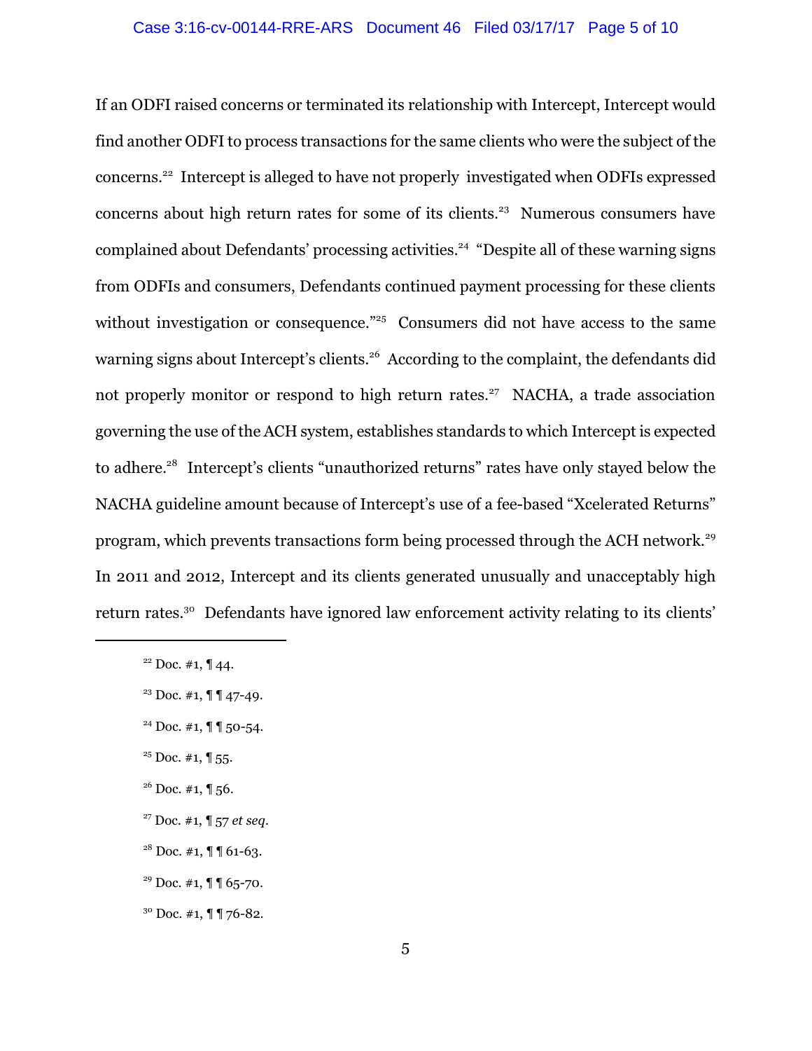If an ODFI raised concerns or terminated its relationship with Intercept, Intercept would find another ODFI to process transactions for the same clients who were the subject of the concerns.[22] Intercept is alleged to have not properly investigated when ODFIs expressed concerns about high return rates for some of its clients.[23] Numerous consumers have complained about Defendants' processing activities.[24] "Despite all of these warning signs from ODFIs and consumers, Defendants continued payment processing for these clients without investigation or consequence."[25] Consumers did not have access to the same warning signs about Intercept's clients.[26] According to the complaint, the defendants did not properly monitor or respond to high return rates.[27] NACHA, a trade association governing the use of the ACH system, establishes standards to which Intercept is expected to adhere.[28] Intercept's clients "unauthorized returns" rates have only stayed below the NACHA guideline amount because of Intercept's use of a fee-based "Xcelerated Returns" program, which prevents transactions form being processed through the ACH network.[29] In 2011 and 2012, Intercept and its clients generated unusually and unacceptably high return rates.[30] Defendants have ignored law enforcement activity relating to its clients'

---

[22] Doc. #1, ¶ 44.

[23] Doc. #1, ¶ ¶ 47-49.

[24] Doc. #1, ¶ ¶ 50-54.

[25] Doc. #1, ¶ 55.

[26] Doc. #1, ¶ 56.

[27] Doc. #1, ¶ 57 *et seq*.

[28] Doc. #1, ¶ ¶ 61-63.

[29] Doc. #1, ¶ ¶ 65-70.

[30] Doc. #1, ¶ ¶ 76-82.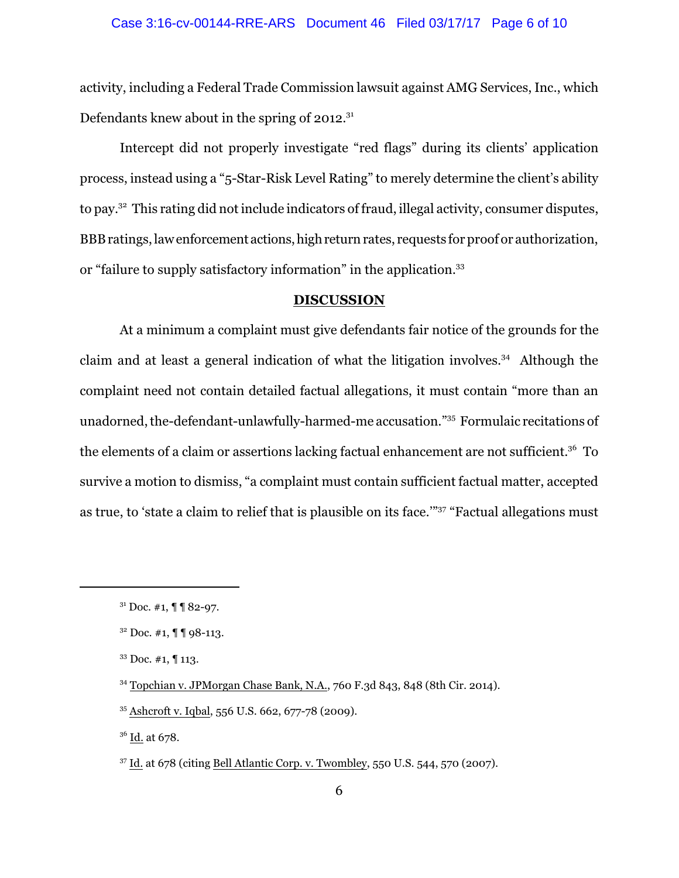activity, including a Federal Trade Commission lawsuit against AMG Services, Inc., which Defendants knew about in the spring of 2012.[31]

Intercept did not properly investigate "red flags" during its clients' application process, instead using a "5-Star-Risk Level Rating" to merely determine the client's ability to pay.[32] This rating did not include indicators of fraud, illegal activity, consumer disputes, BBB ratings, law enforcement actions, high return rates, requests for proof or authorization, or "failure to supply satisfactory information" in the application.[33]

## DISCUSSION

At a minimum a complaint must give defendants fair notice of the grounds for the claim and at least a general indication of what the litigation involves.[34] Although the complaint need not contain detailed factual allegations, it must contain "more than an unadorned, the-defendant-unlawfully-harmed-me accusation."[35] Formulaic recitations of the elements of a claim or assertions lacking factual enhancement are not sufficient.[36] To survive a motion to dismiss, "a complaint must contain sufficient factual matter, accepted as true, to 'state a claim to relief that is plausible on its face.'"[37] "Factual allegations must

---

[31] Doc. #1, ¶ ¶ 82-97.

[32] Doc. #1, ¶ ¶ 98-113.

[33] Doc. #1, ¶ 113.

[34] Topchian v. JPMorgan Chase Bank, N.A., 760 F.3d 843, 848 (8th Cir. 2014).

[35] Ashcroft v. Iqbal, 556 U.S. 662, 677-78 (2009).

[36] Id. at 678.

[37] Id. at 678 (citing Bell Atlantic Corp. v. Twombley, 550 U.S. 544, 570 (2007).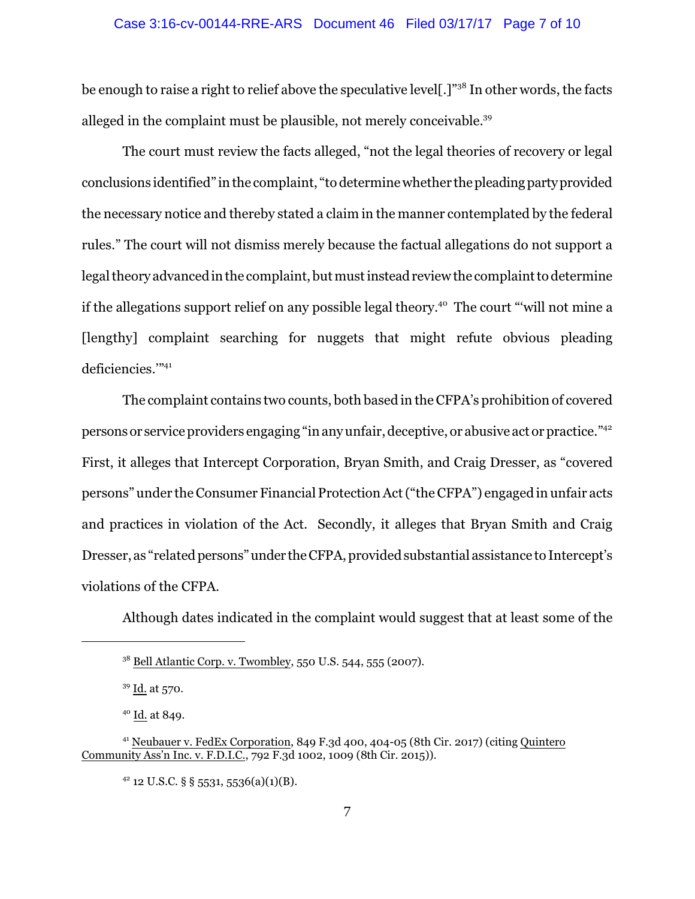be enough to raise a right to relief above the speculative level[.]"[38] In other words, the facts alleged in the complaint must be plausible, not merely conceivable.[39]

The court must review the facts alleged, "not the legal theories of recovery or legal conclusions identified" in the complaint, "to determine whether the pleading party provided the necessary notice and thereby stated a claim in the manner contemplated by the federal rules." The court will not dismiss merely because the factual allegations do not support a legal theory advanced in the complaint, but must instead review the complaint to determine if the allegations support relief on any possible legal theory.[40] The court "'will not mine a [lengthy] complaint searching for nuggets that might refute obvious pleading deficiencies.'"[41]

The complaint contains two counts, both based in the CFPA's prohibition of covered persons or service providers engaging "in any unfair, deceptive, or abusive act or practice."[42] First, it alleges that Intercept Corporation, Bryan Smith, and Craig Dresser, as "covered persons" under the Consumer Financial Protection Act ("the CFPA") engaged in unfair acts and practices in violation of the Act. Secondly, it alleges that Bryan Smith and Craig Dresser, as "related persons" under the CFPA, provided substantial assistance to Intercept's violations of the CFPA.

Although dates indicated in the complaint would suggest that at least some of the

---

[38] Bell Atlantic Corp. v. Twombley, 550 U.S. 544, 555 (2007).

[39] Id. at 570.

[40] Id. at 849.

[41] Neubauer v. FedEx Corporation, 849 F.3d 400, 404-05 (8th Cir. 2017) (citing Quintero Community Ass'n Inc. v. F.D.I.C., 792 F.3d 1002, 1009 (8th Cir. 2015)).

[42] 12 U.S.C. § § 5531, 5536(a)(1)(B).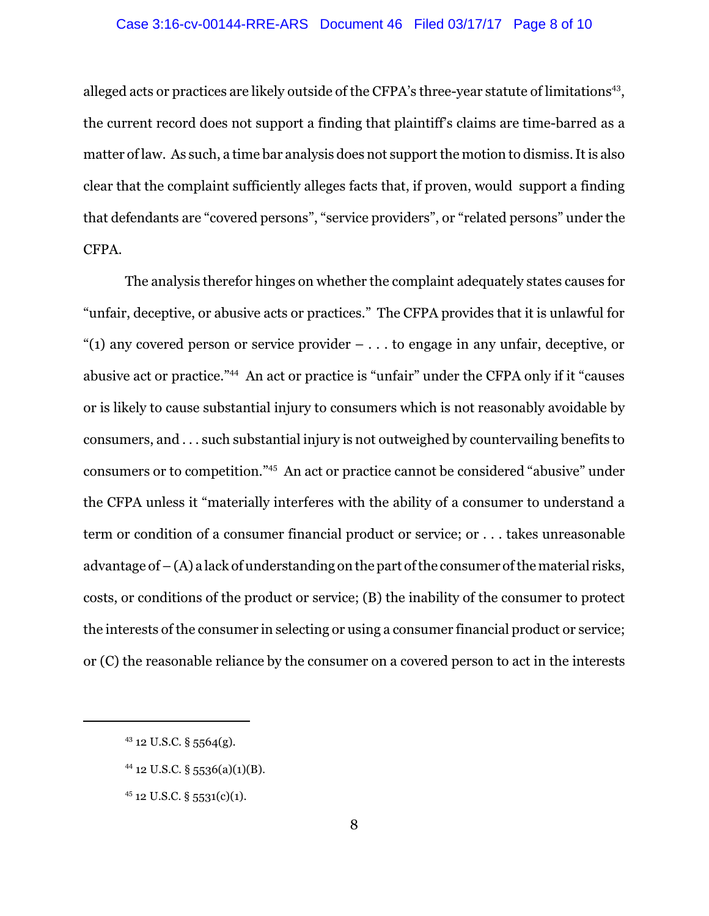alleged acts or practices are likely outside of the CFPA's three-year statute of limitations[43], the current record does not support a finding that plaintiff's claims are time-barred as a matter of law. As such, a time bar analysis does not support the motion to dismiss. It is also clear that the complaint sufficiently alleges facts that, if proven, would support a finding that defendants are "covered persons", "service providers", or "related persons" under the CFPA.

The analysis therefor hinges on whether the complaint adequately states causes for "unfair, deceptive, or abusive acts or practices." The CFPA provides that it is unlawful for "(1) any covered person or service provider – . . . to engage in any unfair, deceptive, or abusive act or practice."[44] An act or practice is "unfair" under the CFPA only if it "causes or is likely to cause substantial injury to consumers which is not reasonably avoidable by consumers, and . . . such substantial injury is not outweighed by countervailing benefits to consumers or to competition."[45] An act or practice cannot be considered "abusive" under the CFPA unless it "materially interferes with the ability of a consumer to understand a term or condition of a consumer financial product or service; or . . . takes unreasonable advantage of – (A) a lack of understanding on the part of the consumer of the material risks, costs, or conditions of the product or service; (B) the inability of the consumer to protect the interests of the consumer in selecting or using a consumer financial product or service; or (C) the reasonable reliance by the consumer on a covered person to act in the interests

---

[43] 12 U.S.C. § 5564(g).

[44] 12 U.S.C. § 5536(a)(1)(B).

[45] 12 U.S.C. § 5531(c)(1).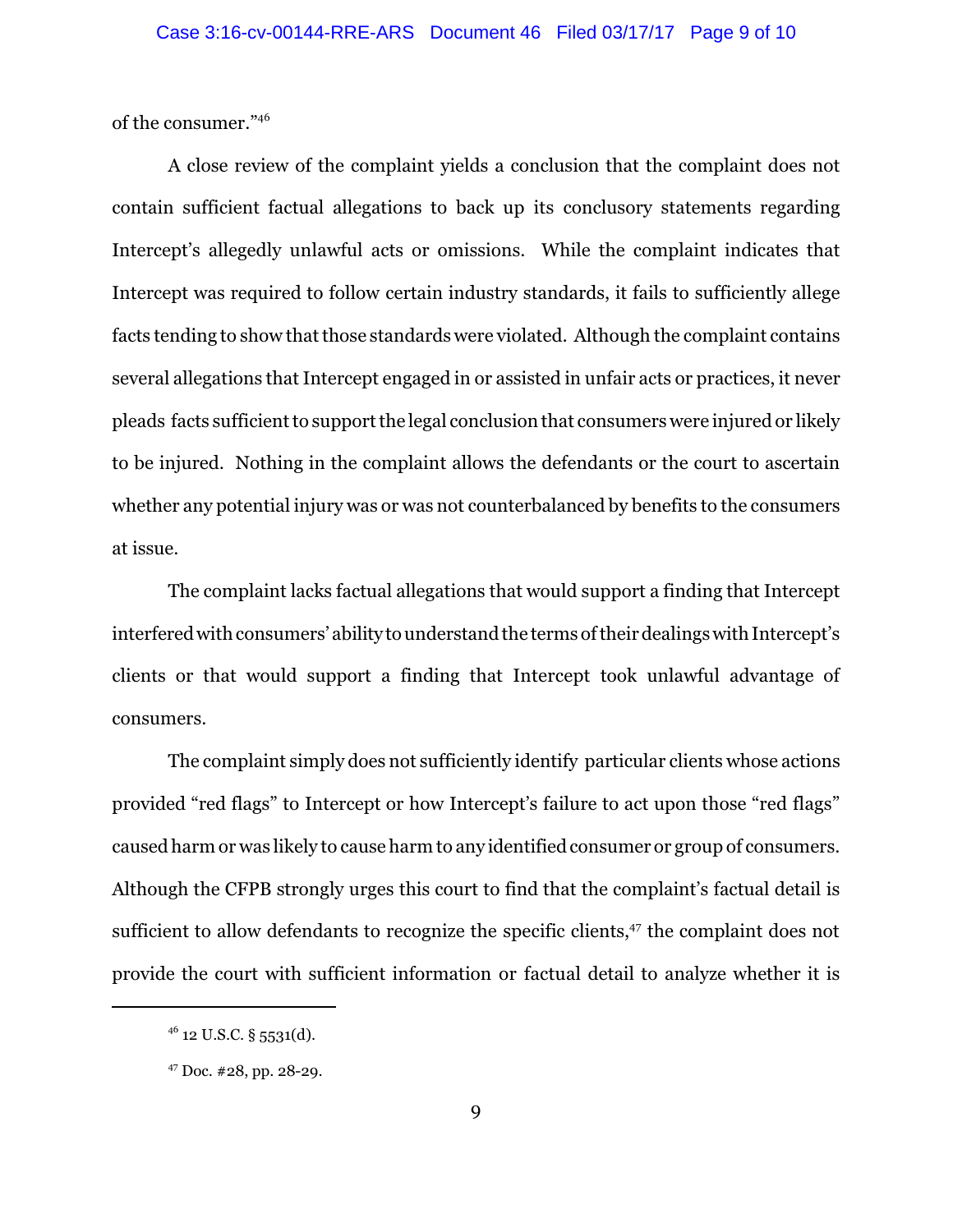of the consumer."[46]

A close review of the complaint yields a conclusion that the complaint does not contain sufficient factual allegations to back up its conclusory statements regarding Intercept's allegedly unlawful acts or omissions. While the complaint indicates that Intercept was required to follow certain industry standards, it fails to sufficiently allege facts tending to show that those standards were violated. Although the complaint contains several allegations that Intercept engaged in or assisted in unfair acts or practices, it never pleads facts sufficient to support the legal conclusion that consumers were injured or likely to be injured. Nothing in the complaint allows the defendants or the court to ascertain whether any potential injury was or was not counterbalanced by benefits to the consumers at issue.

The complaint lacks factual allegations that would support a finding that Intercept interfered with consumers' ability to understand the terms of their dealings with Intercept's clients or that would support a finding that Intercept took unlawful advantage of consumers.

The complaint simply does not sufficiently identify particular clients whose actions provided "red flags" to Intercept or how Intercept's failure to act upon those "red flags" caused harm or was likely to cause harm to any identified consumer or group of consumers. Although the CFPB strongly urges this court to find that the complaint's factual detail is sufficient to allow defendants to recognize the specific clients,[47] the complaint does not provide the court with sufficient information or factual detail to analyze whether it is

---

[46] 12 U.S.C. § 5531(d).

[47] Doc. #28, pp. 28-29.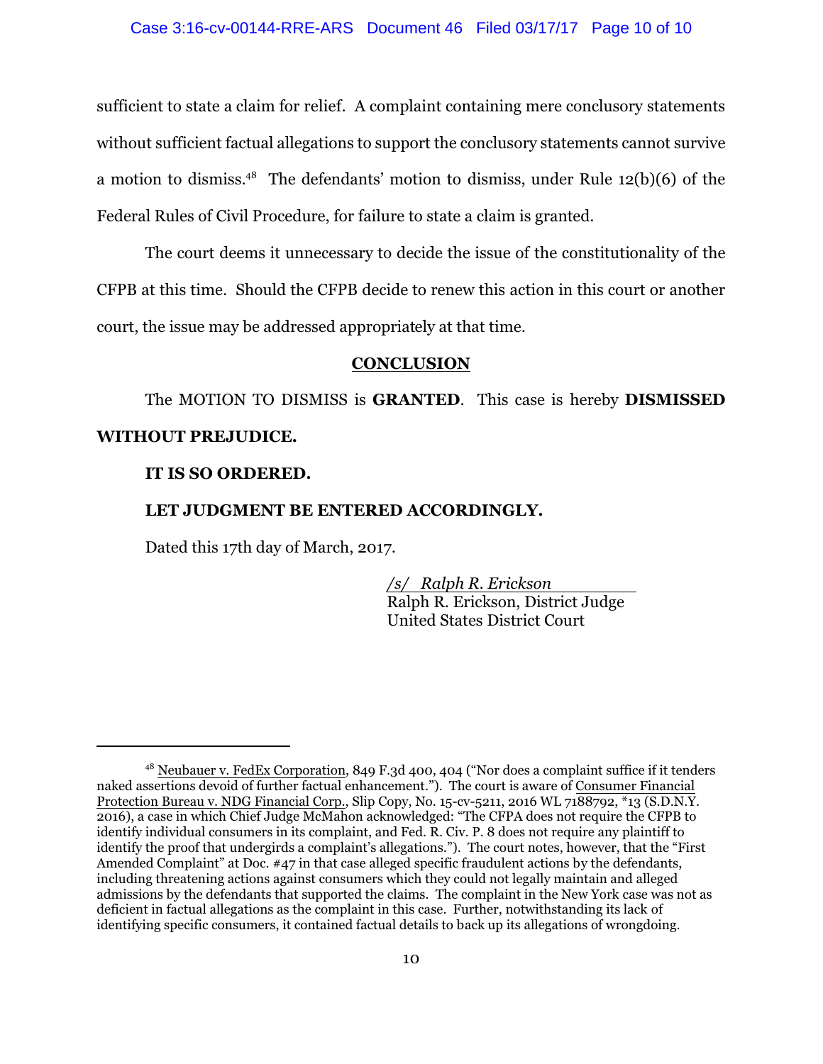sufficient to state a claim for relief. A complaint containing mere conclusory statements without sufficient factual allegations to support the conclusory statements cannot survive a motion to dismiss.[48] The defendants' motion to dismiss, under Rule 12(b)(6) of the Federal Rules of Civil Procedure, for failure to state a claim is granted.

The court deems it unnecessary to decide the issue of the constitutionality of the CFPB at this time. Should the CFPB decide to renew this action in this court or another court, the issue may be addressed appropriately at that time.

## CONCLUSION

The MOTION TO DISMISS is **GRANTED**. This case is hereby **DISMISSED WITHOUT PREJUDICE.**

**IT IS SO ORDERED.**

**LET JUDGMENT BE ENTERED ACCORDINGLY.**

Dated this 17th day of March, 2017.

*/s/ Ralph R. Erickson*
Ralph R. Erickson, District Judge
United States District Court

---

[48] Neubauer v. FedEx Corporation, 849 F.3d 400, 404 ("Nor does a complaint suffice if it tenders naked assertions devoid of further factual enhancement."). The court is aware of Consumer Financial Protection Bureau v. NDG Financial Corp., Slip Copy, No. 15-cv-5211, 2016 WL 7188792, *13 (S.D.N.Y. 2016), a case in which Chief Judge McMahon acknowledged: "The CFPA does not require the CFPB to identify individual consumers in its complaint, and Fed. R. Civ. P. 8 does not require any plaintiff to identify the proof that undergirds a complaint's allegations."). The court notes, however, that the "First Amended Complaint" at Doc. #47 in that case alleged specific fraudulent actions by the defendants, including threatening actions against consumers which they could not legally maintain and alleged admissions by the defendants that supported the claims. The complaint in the New York case was not as deficient in factual allegations as the complaint in this case. Further, notwithstanding its lack of identifying specific consumers, it contained factual details to back up its allegations of wrongdoing.